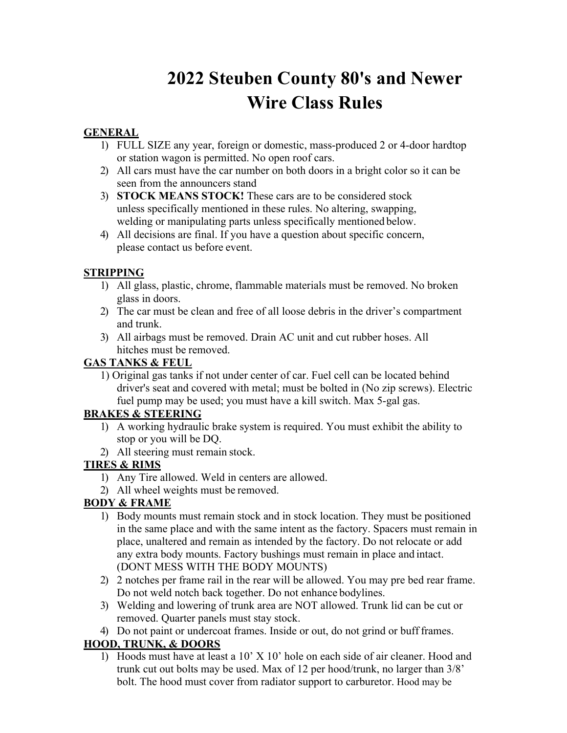# 2022 Steuben County 80's and Newer Wire Class Rules

**GENERAL**

1) FULL SIZE any year, foreign or domestic, mass-produced 2 or 4-door hardtop or station wagon is permitted. No open roof cars.
2) All cars must have the car number on both doors in a bright color so it can be seen from the announcers stand
3) **STOCK MEANS STOCK!** These cars are to be considered stock unless specifically mentioned in these rules. No altering, swapping, welding or manipulating parts unless specifically mentioned below.
4) All decisions are final. If you have a question about specific concern, please contact us before event.

**STRIPPING**

1) All glass, plastic, chrome, flammable materials must be removed. No broken glass in doors.
2) The car must be clean and free of all loose debris in the driver's compartment and trunk.
3) All airbags must be removed. Drain AC unit and cut rubber hoses. All hitches must be removed.

**GAS TANKS & FEUL**

1) Original gas tanks if not under center of car. Fuel cell can be located behind driver's seat and covered with metal; must be bolted in (No zip screws). Electric fuel pump may be used; you must have a kill switch. Max 5-gal gas.

**BRAKES & STEERING**

1) A working hydraulic brake system is required. You must exhibit the ability to stop or you will be DQ.
2) All steering must remain stock.

**TIRES & RIMS**

1) Any Tire allowed. Weld in centers are allowed.
2) All wheel weights must be removed.

**BODY & FRAME**

1) Body mounts must remain stock and in stock location. They must be positioned in the same place and with the same intent as the factory. Spacers must remain in place, unaltered and remain as intended by the factory. Do not relocate or add any extra body mounts. Factory bushings must remain in place and intact. (DONT MESS WITH THE BODY MOUNTS)
2) 2 notches per frame rail in the rear will be allowed. You may pre bed rear frame. Do not weld notch back together. Do not enhance bodylines.
3) Welding and lowering of trunk area are NOT allowed. Trunk lid can be cut or removed. Quarter panels must stay stock.
4) Do not paint or undercoat frames. Inside or out, do not grind or buff frames.

**HOOD, TRUNK, & DOORS**

1) Hoods must have at least a 10' X 10' hole on each side of air cleaner. Hood and trunk cut out bolts may be used. Max of 12 per hood/trunk, no larger than 3/8' bolt. The hood must cover from radiator support to carburetor. Hood may be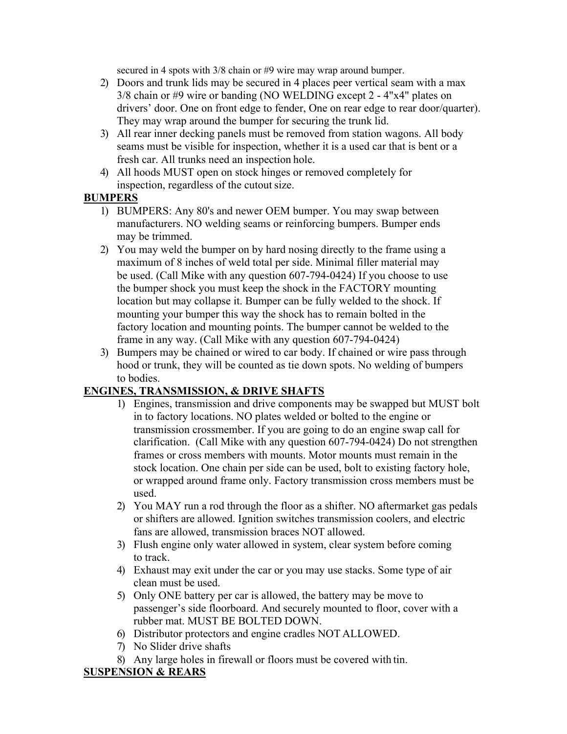secured in 4 spots with 3/8 chain or #9 wire may wrap around bumper.

2) Doors and trunk lids may be secured in 4 places peer vertical seam with a max 3/8 chain or #9 wire or banding (NO WELDING except 2 - 4"x4" plates on drivers' door. One on front edge to fender, One on rear edge to rear door/quarter). They may wrap around the bumper for securing the trunk lid.
3) All rear inner decking panels must be removed from station wagons. All body seams must be visible for inspection, whether it is a used car that is bent or a fresh car. All trunks need an inspection hole.
4) All hoods MUST open on stock hinges or removed completely for inspection, regardless of the cutout size.

**BUMPERS**

1) BUMPERS: Any 80's and newer OEM bumper. You may swap between manufacturers. NO welding seams or reinforcing bumpers. Bumper ends may be trimmed.
2) You may weld the bumper on by hard nosing directly to the frame using a maximum of 8 inches of weld total per side. Minimal filler material may be used. (Call Mike with any question 607-794-0424) If you choose to use the bumper shock you must keep the shock in the FACTORY mounting location but may collapse it. Bumper can be fully welded to the shock. If mounting your bumper this way the shock has to remain bolted in the factory location and mounting points. The bumper cannot be welded to the frame in any way. (Call Mike with any question 607-794-0424)
3) Bumpers may be chained or wired to car body. If chained or wire pass through hood or trunk, they will be counted as tie down spots. No welding of bumpers to bodies.

**ENGINES, TRANSMISSION, & DRIVE SHAFTS**

1) Engines, transmission and drive components may be swapped but MUST bolt in to factory locations. NO plates welded or bolted to the engine or transmission crossmember. If you are going to do an engine swap call for clarification. (Call Mike with any question 607-794-0424) Do not strengthen frames or cross members with mounts. Motor mounts must remain in the stock location. One chain per side can be used, bolt to existing factory hole, or wrapped around frame only. Factory transmission cross members must be used.
2) You MAY run a rod through the floor as a shifter. NO aftermarket gas pedals or shifters are allowed. Ignition switches transmission coolers, and electric fans are allowed, transmission braces NOT allowed.
3) Flush engine only water allowed in system, clear system before coming to track.
4) Exhaust may exit under the car or you may use stacks. Some type of air clean must be used.
5) Only ONE battery per car is allowed, the battery may be move to passenger's side floorboard. And securely mounted to floor, cover with a rubber mat. MUST BE BOLTED DOWN.
6) Distributor protectors and engine cradles NOT ALLOWED.
7) No Slider drive shafts
8) Any large holes in firewall or floors must be covered with tin.

**SUSPENSION & REARS**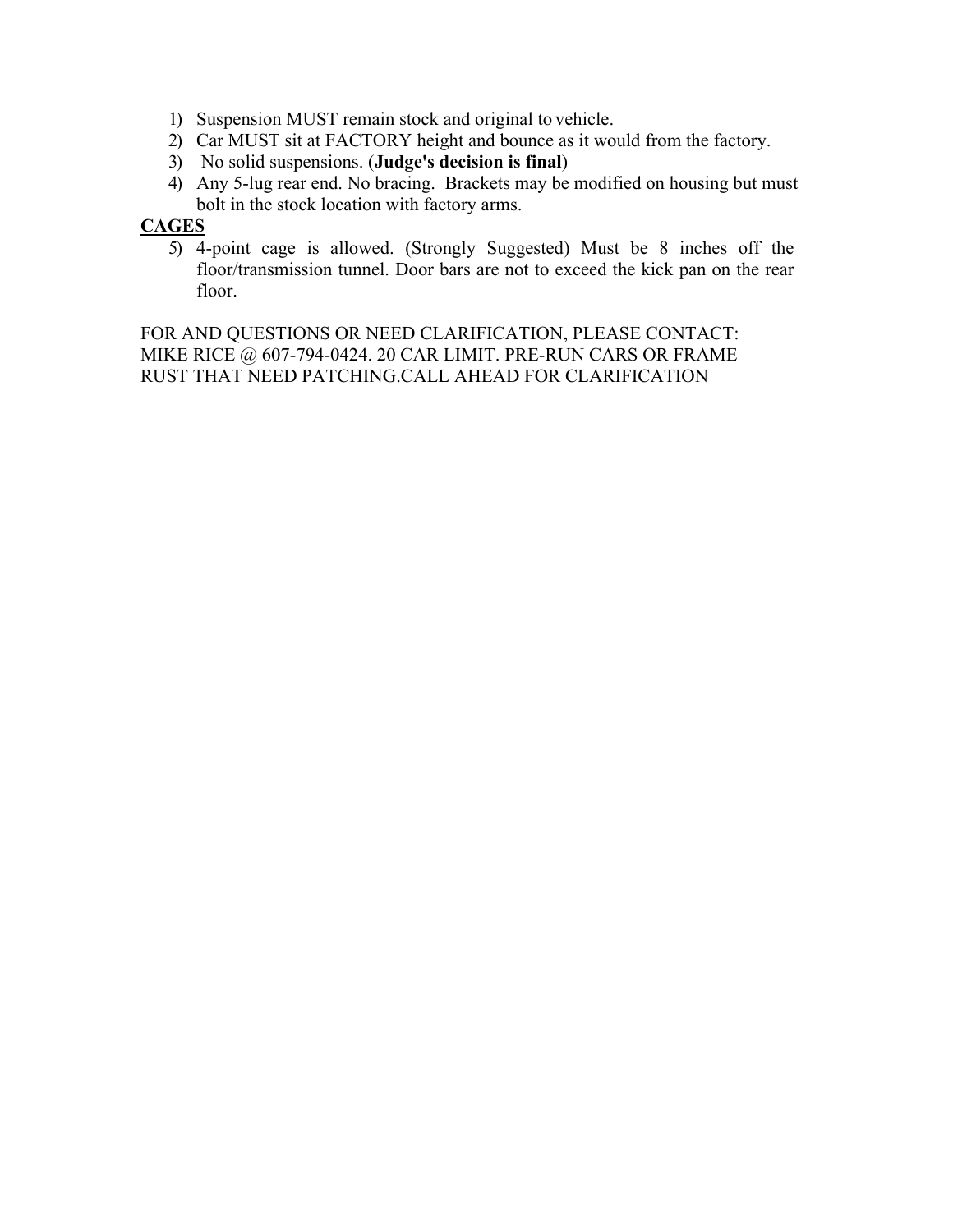1) Suspension MUST remain stock and original to vehicle.
2) Car MUST sit at FACTORY height and bounce as it would from the factory.
3) No solid suspensions. (**Judge's decision is final**)
4) Any 5-lug rear end. No bracing. Brackets may be modified on housing but must bolt in the stock location with factory arms.

**CAGES**

5) 4-point cage is allowed. (Strongly Suggested) Must be 8 inches off the floor/transmission tunnel. Door bars are not to exceed the kick pan on the rear floor.

FOR AND QUESTIONS OR NEED CLARIFICATION, PLEASE CONTACT: MIKE RICE @ 607-794-0424. 20 CAR LIMIT. PRE-RUN CARS OR FRAME RUST THAT NEED PATCHING.CALL AHEAD FOR CLARIFICATION